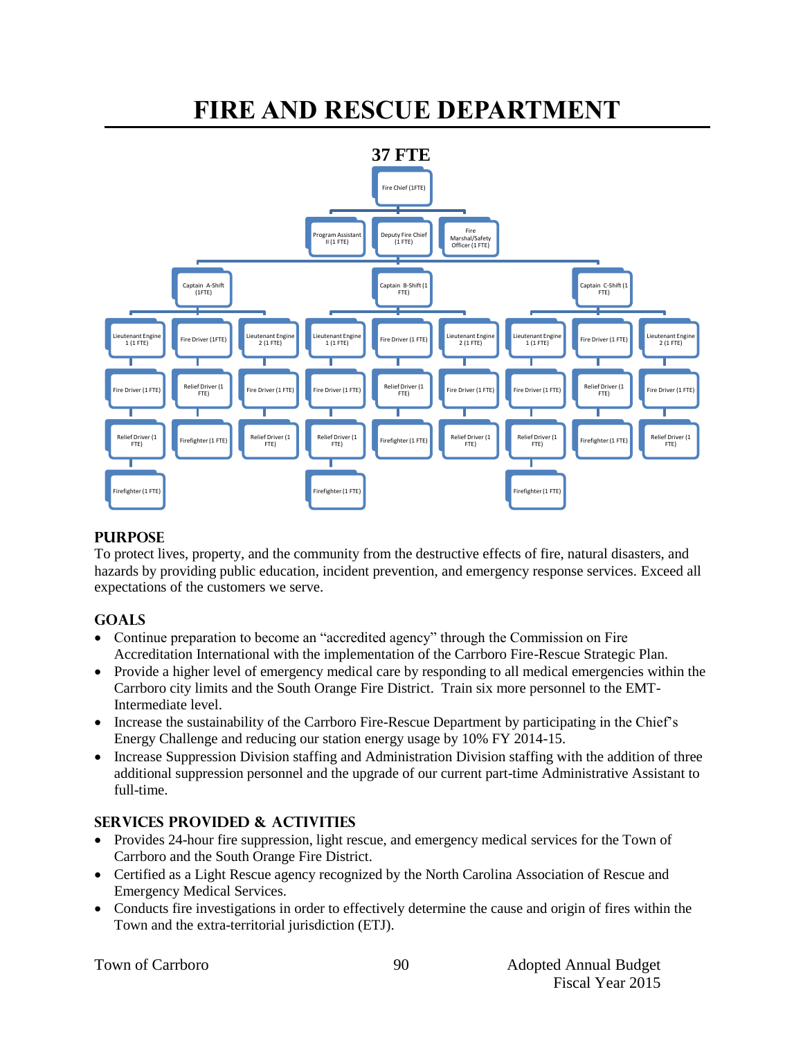# FIRE AND RESCUE DEPARTMENT

**37 FTE**

- Fire Chief (1FTE)
  - Program Assistant II (1 FTE)
  - Deputy Fire Chief (1 FTE)
  - Fire Marshal/Safety Officer (1 FTE)
  - Captain A-Shift (1FTE)
    - Lieutenant Engine 1 (1 FTE)
      - Fire Driver (1 FTE)
      - Relief Driver (1 FTE)
      - Firefighter (1 FTE)
    - Fire Driver (1FTE)
      - Relief Driver (1 FTE)
      - Firefighter (1 FTE)
    - Lieutenant Engine 2 (1 FTE)
      - Fire Driver (1 FTE)
      - Relief Driver (1 FTE)
  - Captain B-Shift (1 FTE)
    - Lieutenant Engine 1 (1 FTE)
      - Fire Driver (1 FTE)
      - Relief Driver (1 FTE)
      - Firefighter (1 FTE)
    - Fire Driver (1 FTE)
      - Relief Driver (1 FTE)
      - Firefighter (1 FTE)
    - Lieutenant Engine 2 (1 FTE)
      - Fire Driver (1 FTE)
      - Relief Driver (1 FTE)
  - Captain C-Shift (1 FTE)
    - Lieutenant Engine 1 (1 FTE)
      - Fire Driver (1 FTE)
      - Relief Driver (1 FTE)
      - Firefighter (1 FTE)
    - Fire Driver (1 FTE)
      - Relief Driver (1 FTE)
      - Firefighter (1 FTE)
    - Lieutenant Engine 2 (1 FTE)
      - Fire Driver (1 FTE)
      - Relief Driver (1 FTE)

## PURPOSE

To protect lives, property, and the community from the destructive effects of fire, natural disasters, and hazards by providing public education, incident prevention, and emergency response services. Exceed all expectations of the customers we serve.

## GOALS

- Continue preparation to become an "accredited agency" through the Commission on Fire Accreditation International with the implementation of the Carrboro Fire-Rescue Strategic Plan.
- Provide a higher level of emergency medical care by responding to all medical emergencies within the Carrboro city limits and the South Orange Fire District. Train six more personnel to the EMT-Intermediate level.
- Increase the sustainability of the Carrboro Fire-Rescue Department by participating in the Chief's Energy Challenge and reducing our station energy usage by 10% FY 2014-15.
- Increase Suppression Division staffing and Administration Division staffing with the addition of three additional suppression personnel and the upgrade of our current part-time Administrative Assistant to full-time.

## SERVICES PROVIDED & ACTIVITIES

- Provides 24-hour fire suppression, light rescue, and emergency medical services for the Town of Carrboro and the South Orange Fire District.
- Certified as a Light Rescue agency recognized by the North Carolina Association of Rescue and Emergency Medical Services.
- Conducts fire investigations in order to effectively determine the cause and origin of fires within the Town and the extra-territorial jurisdiction (ETJ).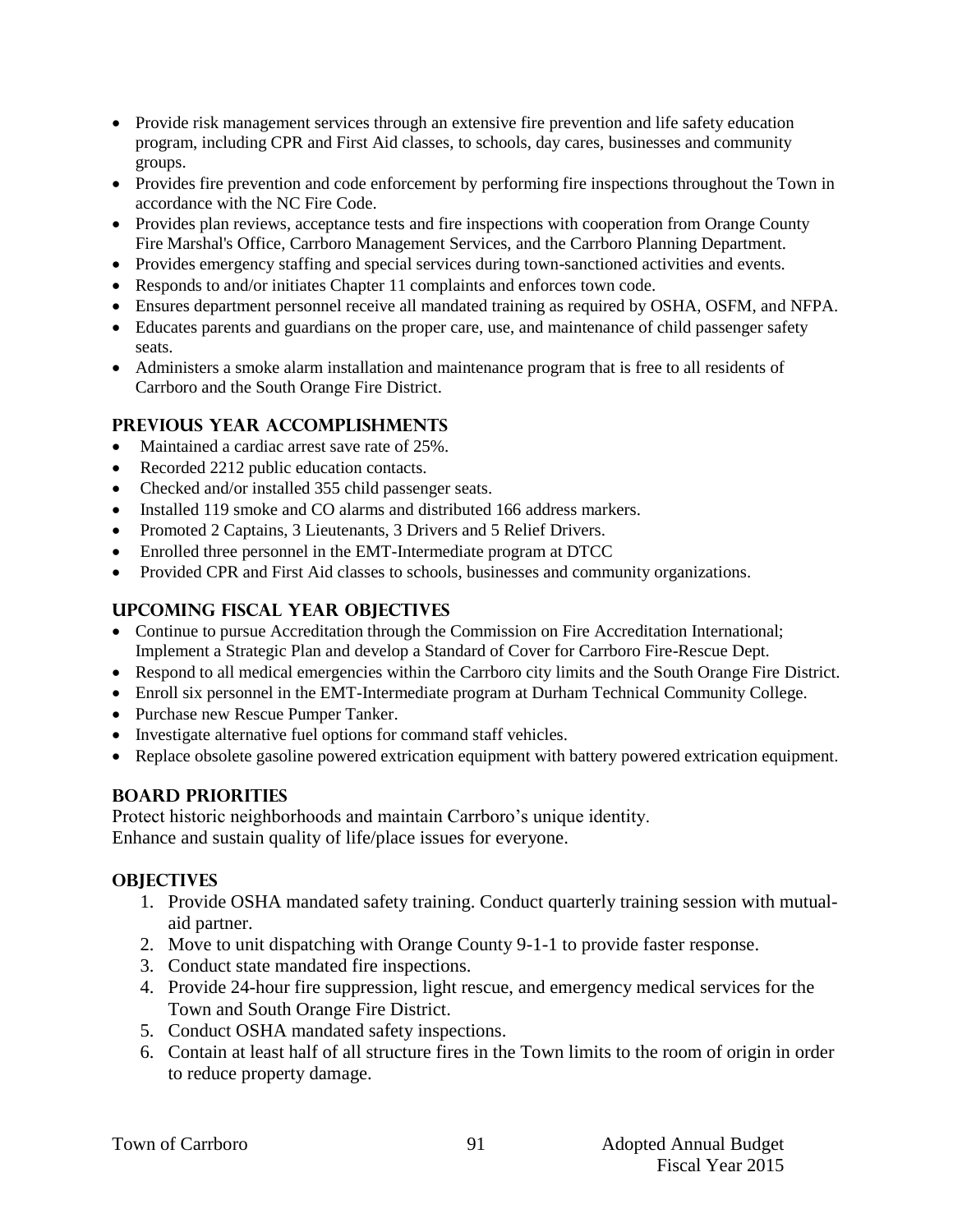- Provide risk management services through an extensive fire prevention and life safety education program, including CPR and First Aid classes, to schools, day cares, businesses and community groups.
- Provides fire prevention and code enforcement by performing fire inspections throughout the Town in accordance with the NC Fire Code.
- Provides plan reviews, acceptance tests and fire inspections with cooperation from Orange County Fire Marshal's Office, Carrboro Management Services, and the Carrboro Planning Department.
- Provides emergency staffing and special services during town-sanctioned activities and events.
- Responds to and/or initiates Chapter 11 complaints and enforces town code.
- Ensures department personnel receive all mandated training as required by OSHA, OSFM, and NFPA.
- Educates parents and guardians on the proper care, use, and maintenance of child passenger safety seats.
- Administers a smoke alarm installation and maintenance program that is free to all residents of Carrboro and the South Orange Fire District.

## PREVIOUS YEAR ACCOMPLISHMENTS

- Maintained a cardiac arrest save rate of 25%.
- Recorded 2212 public education contacts.
- Checked and/or installed 355 child passenger seats.
- Installed 119 smoke and CO alarms and distributed 166 address markers.
- Promoted 2 Captains, 3 Lieutenants, 3 Drivers and 5 Relief Drivers.
- Enrolled three personnel in the EMT-Intermediate program at DTCC
- Provided CPR and First Aid classes to schools, businesses and community organizations.

## UPCOMING FISCAL YEAR OBJECTIVES

- Continue to pursue Accreditation through the Commission on Fire Accreditation International; Implement a Strategic Plan and develop a Standard of Cover for Carrboro Fire-Rescue Dept.
- Respond to all medical emergencies within the Carrboro city limits and the South Orange Fire District.
- Enroll six personnel in the EMT-Intermediate program at Durham Technical Community College.
- Purchase new Rescue Pumper Tanker.
- Investigate alternative fuel options for command staff vehicles.
- Replace obsolete gasoline powered extrication equipment with battery powered extrication equipment.

## BOARD PRIORITIES

Protect historic neighborhoods and maintain Carrboro's unique identity.
Enhance and sustain quality of life/place issues for everyone.

## OBJECTIVES

1. Provide OSHA mandated safety training. Conduct quarterly training session with mutual-aid partner.
2. Move to unit dispatching with Orange County 9-1-1 to provide faster response.
3. Conduct state mandated fire inspections.
4. Provide 24-hour fire suppression, light rescue, and emergency medical services for the Town and South Orange Fire District.
5. Conduct OSHA mandated safety inspections.
6. Contain at least half of all structure fires in the Town limits to the room of origin in order to reduce property damage.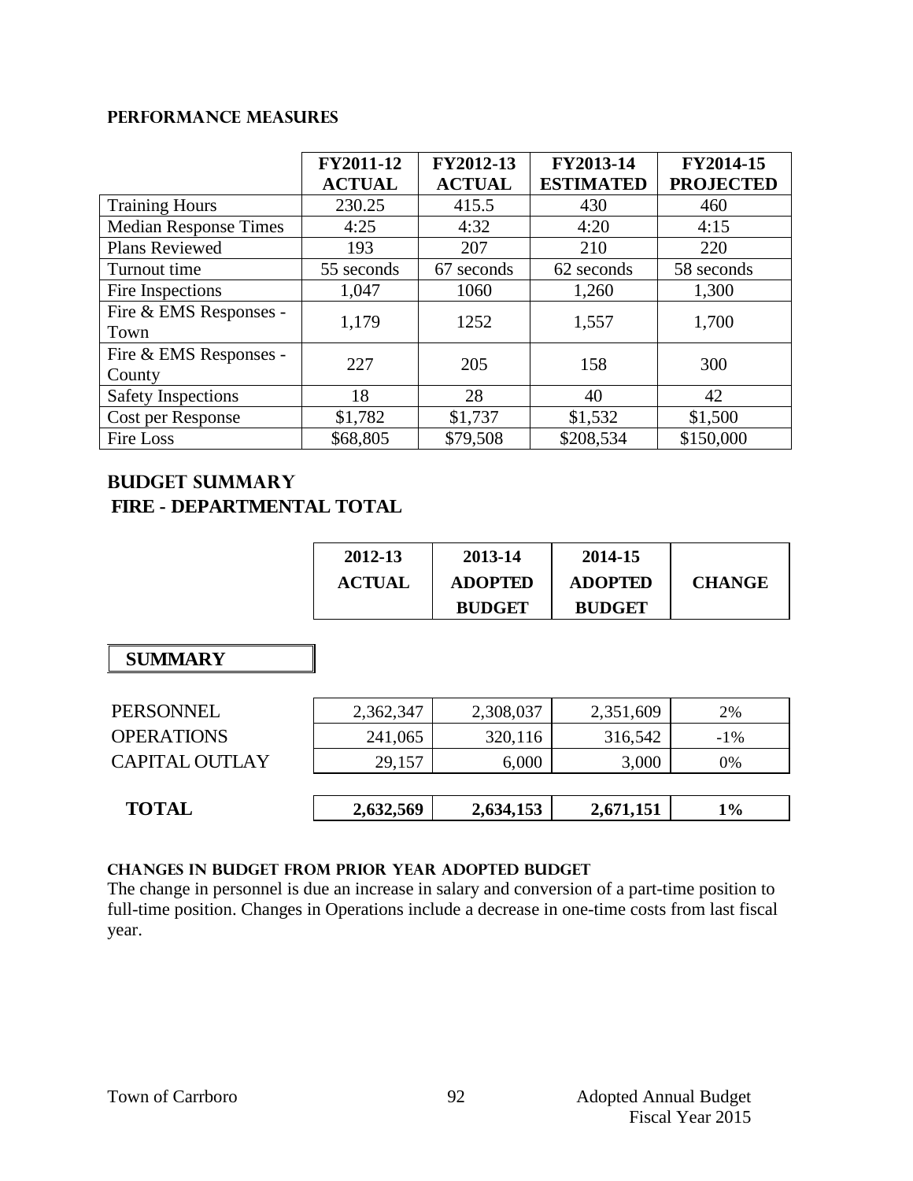### PERFORMANCE MEASURES

| | FY2011-12 ACTUAL | FY2012-13 ACTUAL | FY2013-14 ESTIMATED | FY2014-15 PROJECTED |
|---|---|---|---|---|
| Training Hours | 230.25 | 415.5 | 430 | 460 |
| Median Response Times | 4:25 | 4:32 | 4:20 | 4:15 |
| Plans Reviewed | 193 | 207 | 210 | 220 |
| Turnout time | 55 seconds | 67 seconds | 62 seconds | 58 seconds |
| Fire Inspections | 1,047 | 1060 | 1,260 | 1,300 |
| Fire & EMS Responses - Town | 1,179 | 1252 | 1,557 | 1,700 |
| Fire & EMS Responses - County | 227 | 205 | 158 | 300 |
| Safety Inspections | 18 | 28 | 40 | 42 |
| Cost per Response | $1,782 | $1,737 | $1,532 | $1,500 |
| Fire Loss | $68,805 | $79,508 | $208,534 | $150,000 |

## BUDGET SUMMARY

### FIRE - DEPARTMENTAL TOTAL

| SUMMARY | 2012-13 ACTUAL | 2013-14 ADOPTED BUDGET | 2014-15 ADOPTED BUDGET | CHANGE |
|---|---|---|---|---|
| PERSONNEL | 2,362,347 | 2,308,037 | 2,351,609 | 2% |
| OPERATIONS | 241,065 | 320,116 | 316,542 | -1% |
| CAPITAL OUTLAY | 29,157 | 6,000 | 3,000 | 0% |
| **TOTAL** | **2,632,569** | **2,634,153** | **2,671,151** | **1%** |

#### CHANGES IN BUDGET FROM PRIOR YEAR ADOPTED BUDGET

The change in personnel is due an increase in salary and conversion of a part-time position to full-time position. Changes in Operations include a decrease in one-time costs from last fiscal year.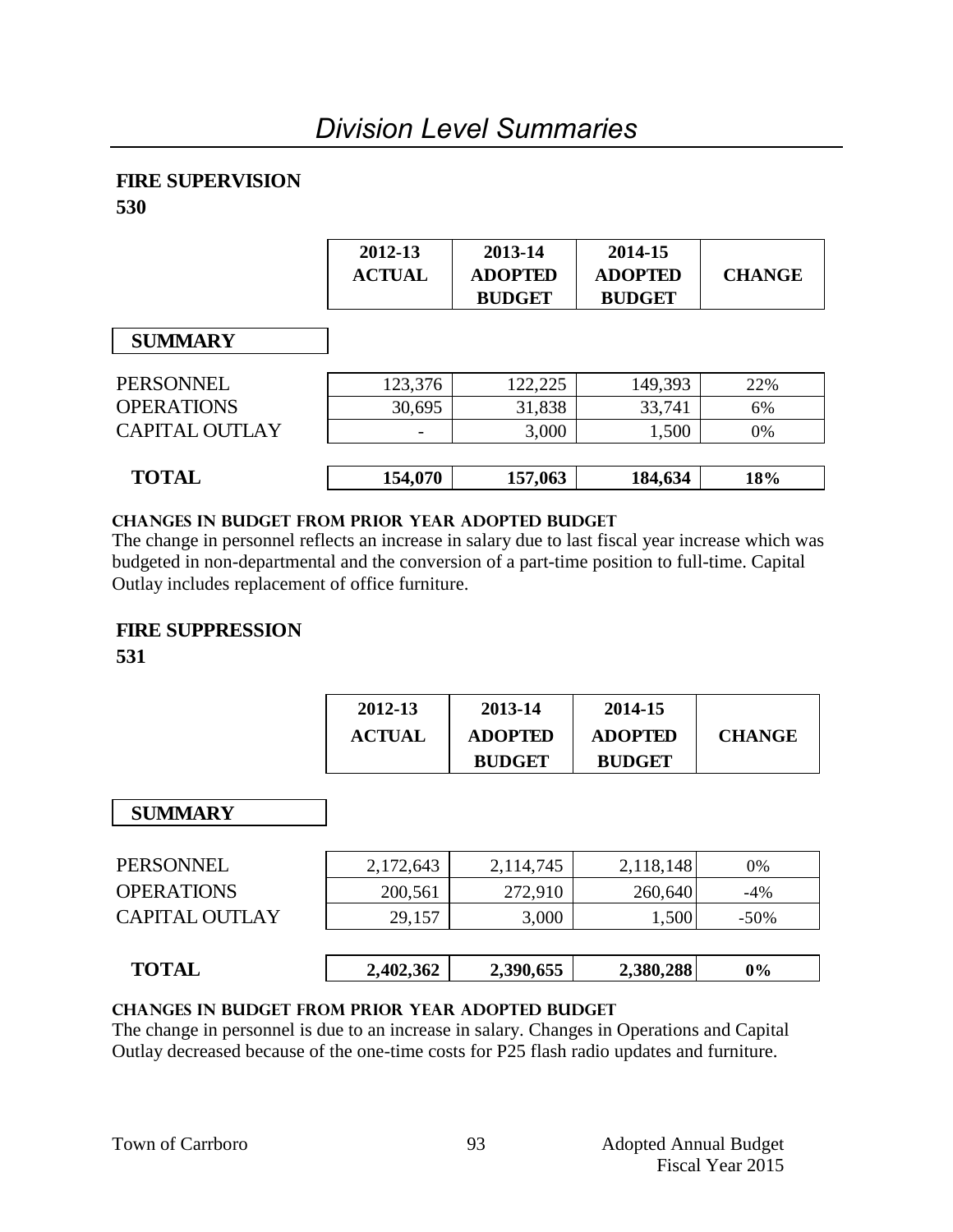# Division Level Summaries

## FIRE SUPERVISION
**530**

| SUMMARY | 2012-13 ACTUAL | 2013-14 ADOPTED BUDGET | 2014-15 ADOPTED BUDGET | CHANGE |
|---|---|---|---|---|
| PERSONNEL | 123,376 | 122,225 | 149,393 | 22% |
| OPERATIONS | 30,695 | 31,838 | 33,741 | 6% |
| CAPITAL OUTLAY | - | 3,000 | 1,500 | 0% |
| **TOTAL** | **154,070** | **157,063** | **184,634** | **18%** |

**CHANGES IN BUDGET FROM PRIOR YEAR ADOPTED BUDGET**

The change in personnel reflects an increase in salary due to last fiscal year increase which was budgeted in non-departmental and the conversion of a part-time position to full-time. Capital Outlay includes replacement of office furniture.

## FIRE SUPPRESSION
**531**

| SUMMARY | 2012-13 ACTUAL | 2013-14 ADOPTED BUDGET | 2014-15 ADOPTED BUDGET | CHANGE |
|---|---|---|---|---|
| PERSONNEL | 2,172,643 | 2,114,745 | 2,118,148 | 0% |
| OPERATIONS | 200,561 | 272,910 | 260,640 | -4% |
| CAPITAL OUTLAY | 29,157 | 3,000 | 1,500 | -50% |
| **TOTAL** | **2,402,362** | **2,390,655** | **2,380,288** | **0%** |

**CHANGES IN BUDGET FROM PRIOR YEAR ADOPTED BUDGET**

The change in personnel is due to an increase in salary. Changes in Operations and Capital Outlay decreased because of the one-time costs for P25 flash radio updates and furniture.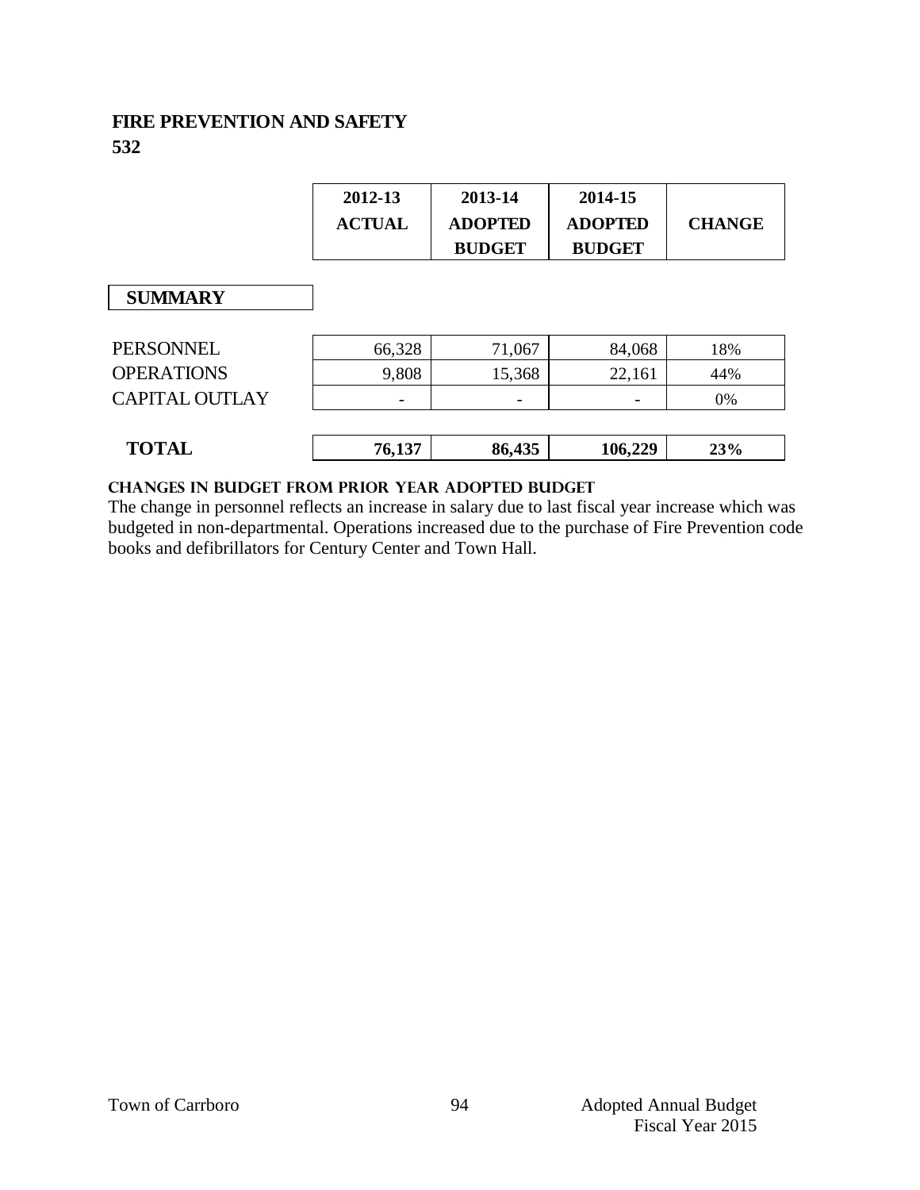# FIRE PREVENTION AND SAFETY

**532**

| | 2012-13 ACTUAL | 2013-14 ADOPTED BUDGET | 2014-15 ADOPTED BUDGET | CHANGE |
|---|---|---|---|---|
| **SUMMARY** | | | | |
| PERSONNEL | 66,328 | 71,067 | 84,068 | 18% |
| OPERATIONS | 9,808 | 15,368 | 22,161 | 44% |
| CAPITAL OUTLAY | - | - | - | 0% |
| **TOTAL** | **76,137** | **86,435** | **106,229** | **23%** |

**CHANGES IN BUDGET FROM PRIOR YEAR ADOPTED BUDGET**

The change in personnel reflects an increase in salary due to last fiscal year increase which was budgeted in non-departmental. Operations increased due to the purchase of Fire Prevention code books and defibrillators for Century Center and Town Hall.